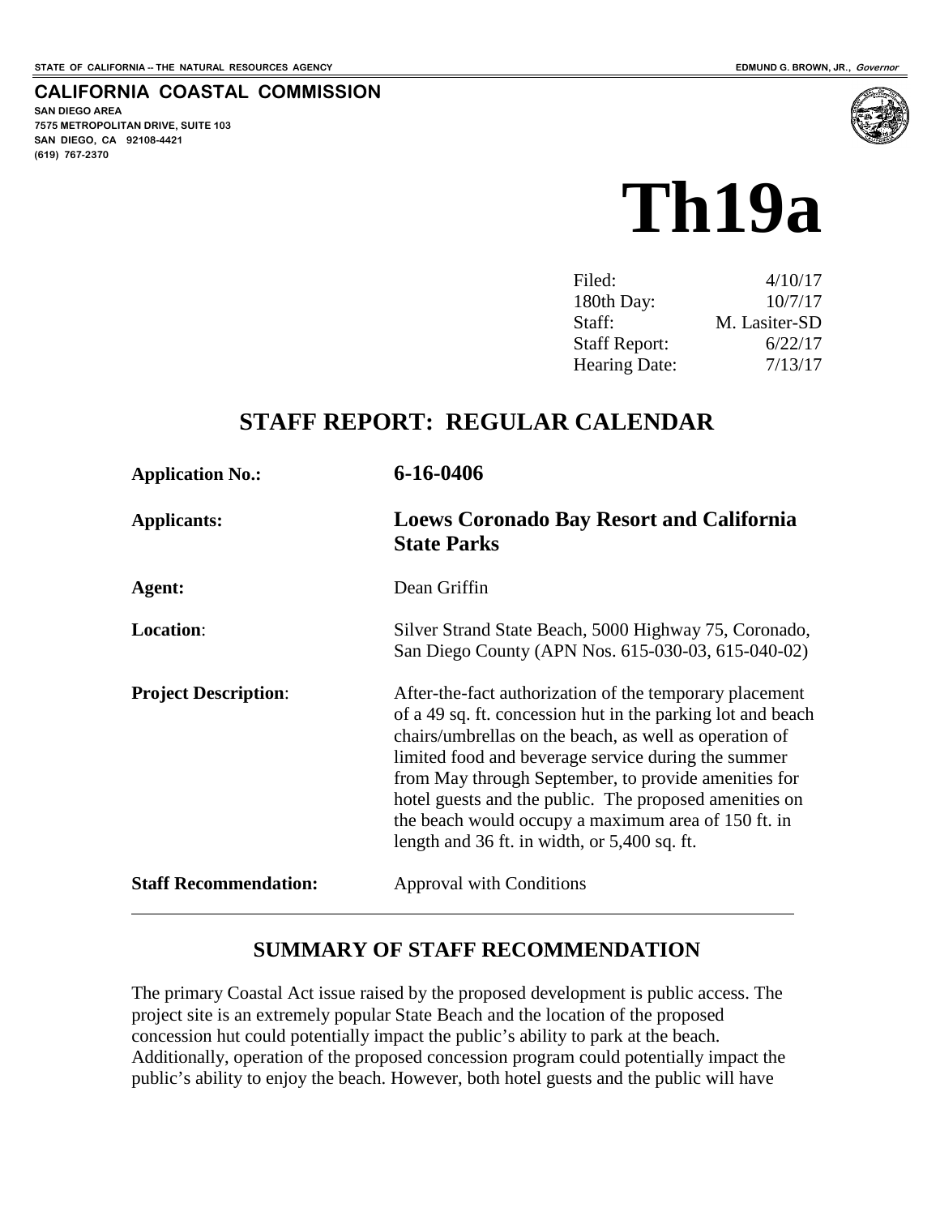STATE OF CALIFORNIA -- THE NATURAL RESOURCES AGENCY

EDMUND G. BROWN, JR., *Governor*

**CALIFORNIA COASTAL COMMISSION**

**SAN DIEGO AREA**
**7575 METROPOLITAN DRIVE, SUITE 103**
**SAN DIEGO, CA 92108-4421**
**(619) 767-2370**

# Th19a

| | |
|---|---|
| Filed: | 4/10/17 |
| 180th Day: | 10/7/17 |
| Staff: | M. Lasiter-SD |
| Staff Report: | 6/22/17 |
| Hearing Date: | 7/13/17 |

## STAFF REPORT: REGULAR CALENDAR

| | |
|---|---|
| **Application No.:** | **6-16-0406** |
| **Applicants:** | **Loews Coronado Bay Resort and California State Parks** |
| **Agent:** | Dean Griffin |
| **Location**: | Silver Strand State Beach, 5000 Highway 75, Coronado, San Diego County (APN Nos. 615-030-03, 615-040-02) |
| **Project Description**: | After-the-fact authorization of the temporary placement of a 49 sq. ft. concession hut in the parking lot and beach chairs/umbrellas on the beach, as well as operation of limited food and beverage service during the summer from May through September, to provide amenities for hotel guests and the public. The proposed amenities on the beach would occupy a maximum area of 150 ft. in length and 36 ft. in width, or 5,400 sq. ft. |
| **Staff Recommendation:** | Approval with Conditions |

## SUMMARY OF STAFF RECOMMENDATION

The primary Coastal Act issue raised by the proposed development is public access. The project site is an extremely popular State Beach and the location of the proposed concession hut could potentially impact the public's ability to park at the beach. Additionally, operation of the proposed concession program could potentially impact the public's ability to enjoy the beach. However, both hotel guests and the public will have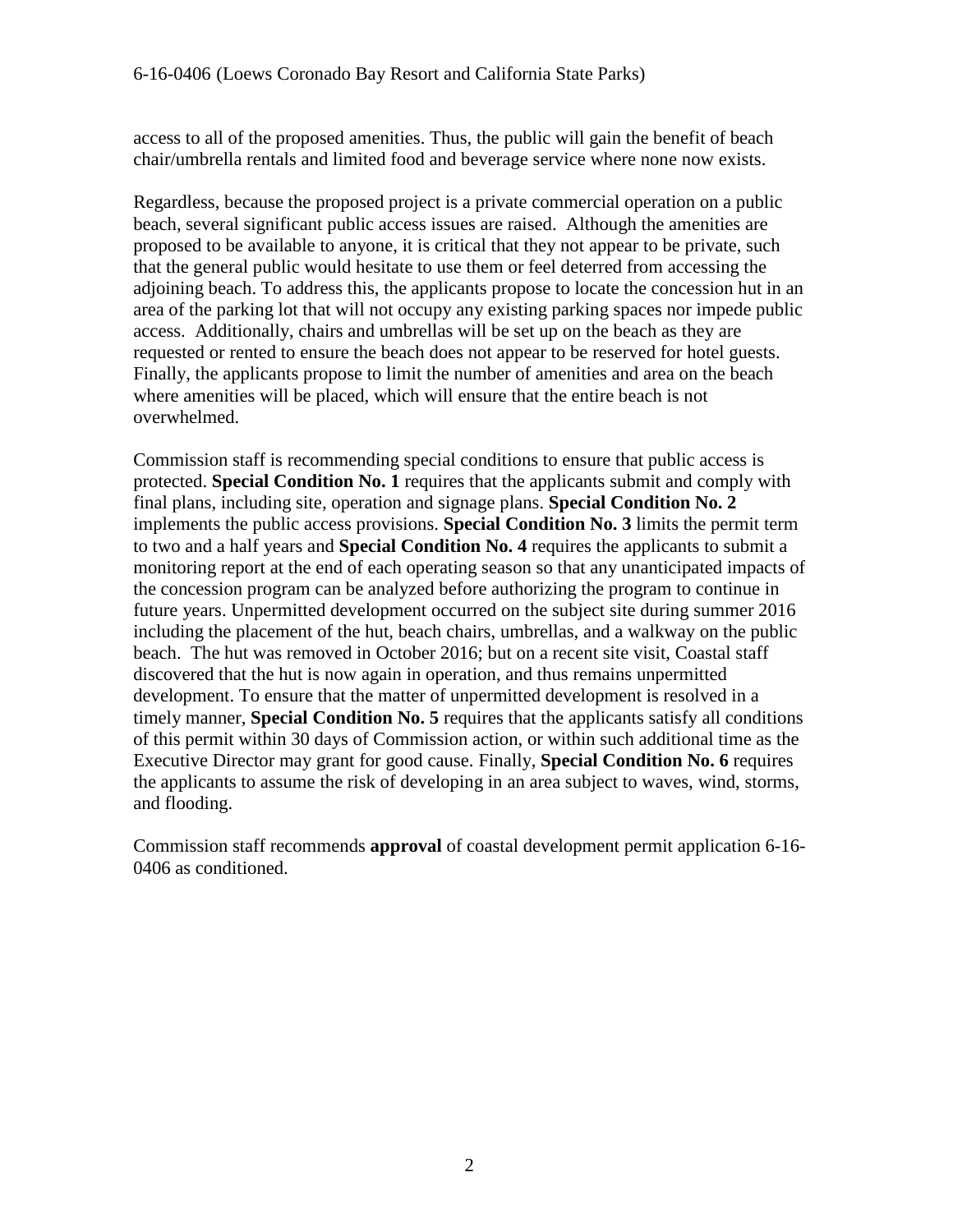access to all of the proposed amenities. Thus, the public will gain the benefit of beach chair/umbrella rentals and limited food and beverage service where none now exists.

Regardless, because the proposed project is a private commercial operation on a public beach, several significant public access issues are raised. Although the amenities are proposed to be available to anyone, it is critical that they not appear to be private, such that the general public would hesitate to use them or feel deterred from accessing the adjoining beach. To address this, the applicants propose to locate the concession hut in an area of the parking lot that will not occupy any existing parking spaces nor impede public access. Additionally, chairs and umbrellas will be set up on the beach as they are requested or rented to ensure the beach does not appear to be reserved for hotel guests. Finally, the applicants propose to limit the number of amenities and area on the beach where amenities will be placed, which will ensure that the entire beach is not overwhelmed.

Commission staff is recommending special conditions to ensure that public access is protected. **Special Condition No. 1** requires that the applicants submit and comply with final plans, including site, operation and signage plans. **Special Condition No. 2** implements the public access provisions. **Special Condition No. 3** limits the permit term to two and a half years and **Special Condition No. 4** requires the applicants to submit a monitoring report at the end of each operating season so that any unanticipated impacts of the concession program can be analyzed before authorizing the program to continue in future years. Unpermitted development occurred on the subject site during summer 2016 including the placement of the hut, beach chairs, umbrellas, and a walkway on the public beach. The hut was removed in October 2016; but on a recent site visit, Coastal staff discovered that the hut is now again in operation, and thus remains unpermitted development. To ensure that the matter of unpermitted development is resolved in a timely manner, **Special Condition No. 5** requires that the applicants satisfy all conditions of this permit within 30 days of Commission action, or within such additional time as the Executive Director may grant for good cause. Finally, **Special Condition No. 6** requires the applicants to assume the risk of developing in an area subject to waves, wind, storms, and flooding.

Commission staff recommends **approval** of coastal development permit application 6-16-0406 as conditioned.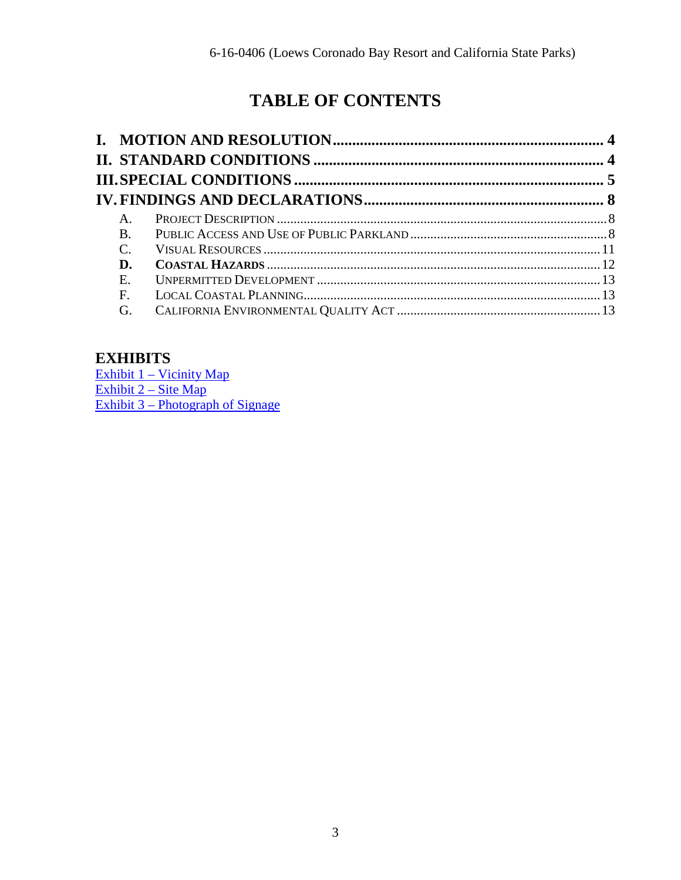# TABLE OF CONTENTS

**I. MOTION AND RESOLUTION** .......... **4**

**II. STANDARD CONDITIONS** .......... **4**

**III. SPECIAL CONDITIONS** .......... **5**

**IV. FINDINGS AND DECLARATIONS** .......... **8**

- A. PROJECT DESCRIPTION .......... 8
- B. PUBLIC ACCESS AND USE OF PUBLIC PARKLAND .......... 8
- C. VISUAL RESOURCES .......... 11
- **D. COASTAL HAZARDS** .......... 12
- E. UNPERMITTED DEVELOPMENT .......... 13
- F. LOCAL COASTAL PLANNING .......... 13
- G. CALIFORNIA ENVIRONMENTAL QUALITY ACT .......... 13

## EXHIBITS

Exhibit 1 – Vicinity Map
Exhibit 2 – Site Map
Exhibit 3 – Photograph of Signage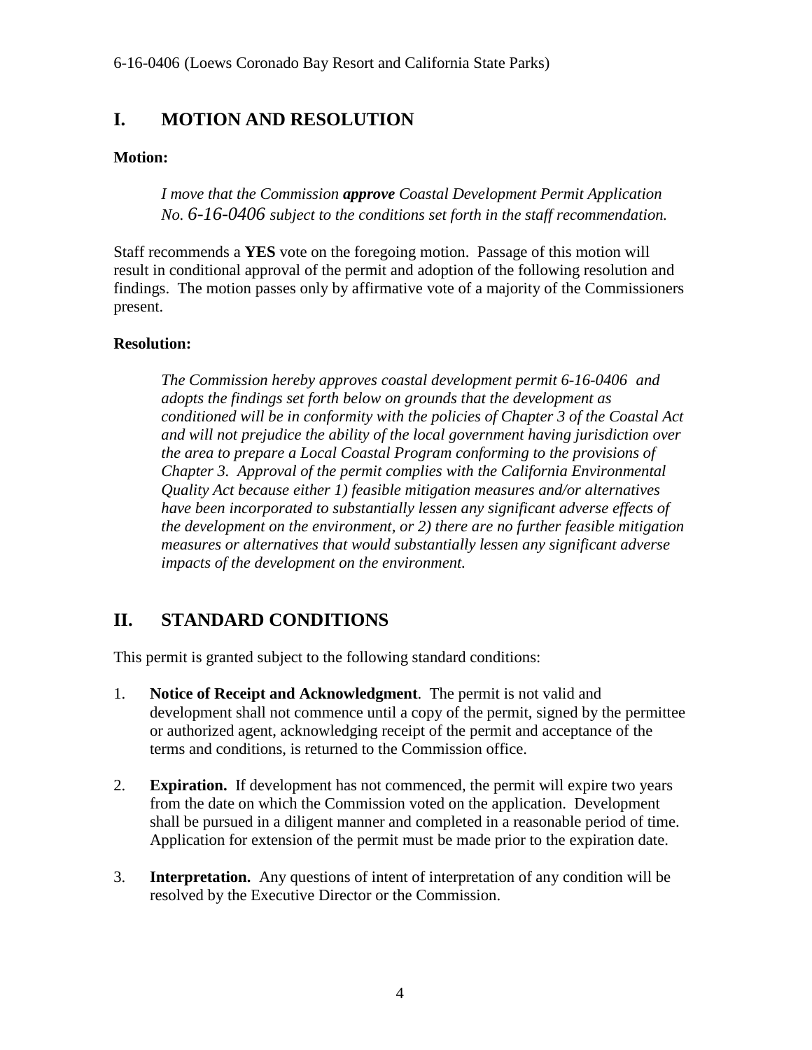## I. MOTION AND RESOLUTION

**Motion:**

> *I move that the Commission **approve** Coastal Development Permit Application No. 6-16-0406 subject to the conditions set forth in the staff recommendation.*

Staff recommends a **YES** vote on the foregoing motion. Passage of this motion will result in conditional approval of the permit and adoption of the following resolution and findings. The motion passes only by affirmative vote of a majority of the Commissioners present.

**Resolution:**

> *The Commission hereby approves coastal development permit 6-16-0406 and adopts the findings set forth below on grounds that the development as conditioned will be in conformity with the policies of Chapter 3 of the Coastal Act and will not prejudice the ability of the local government having jurisdiction over the area to prepare a Local Coastal Program conforming to the provisions of Chapter 3. Approval of the permit complies with the California Environmental Quality Act because either 1) feasible mitigation measures and/or alternatives have been incorporated to substantially lessen any significant adverse effects of the development on the environment, or 2) there are no further feasible mitigation measures or alternatives that would substantially lessen any significant adverse impacts of the development on the environment.*

## II. STANDARD CONDITIONS

This permit is granted subject to the following standard conditions:

1. **Notice of Receipt and Acknowledgment**. The permit is not valid and development shall not commence until a copy of the permit, signed by the permittee or authorized agent, acknowledging receipt of the permit and acceptance of the terms and conditions, is returned to the Commission office.

2. **Expiration.** If development has not commenced, the permit will expire two years from the date on which the Commission voted on the application. Development shall be pursued in a diligent manner and completed in a reasonable period of time. Application for extension of the permit must be made prior to the expiration date.

3. **Interpretation.** Any questions of intent of interpretation of any condition will be resolved by the Executive Director or the Commission.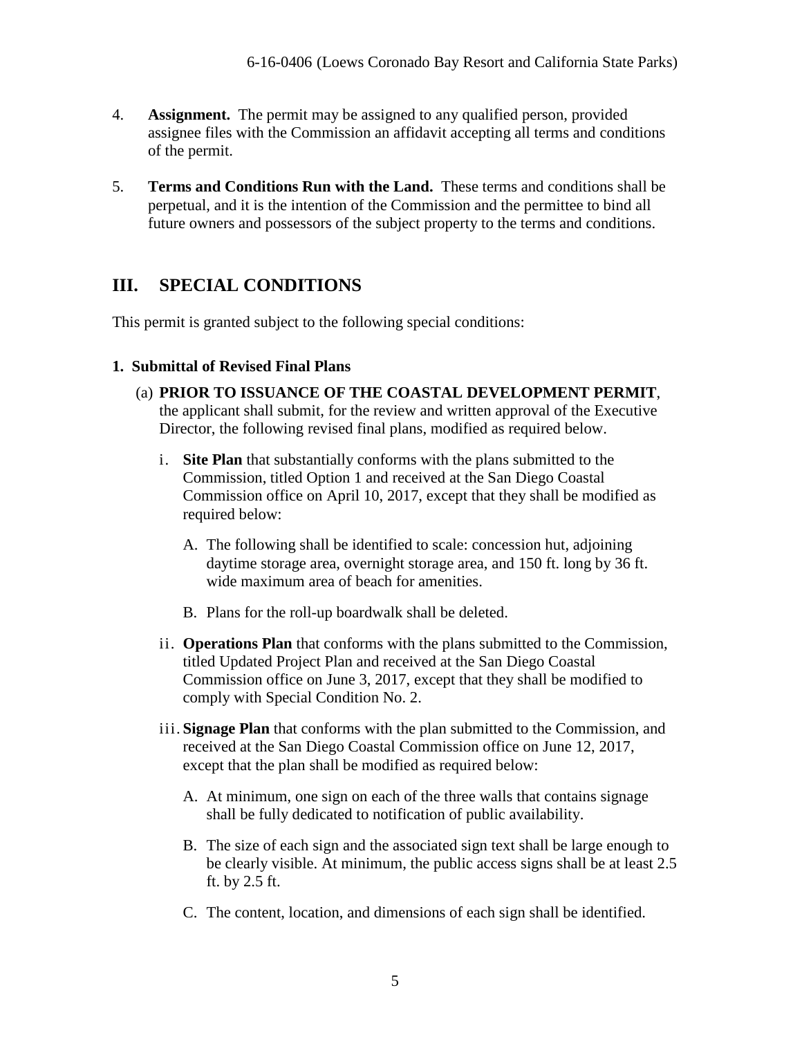4. **Assignment.** The permit may be assigned to any qualified person, provided assignee files with the Commission an affidavit accepting all terms and conditions of the permit.

5. **Terms and Conditions Run with the Land.** These terms and conditions shall be perpetual, and it is the intention of the Commission and the permittee to bind all future owners and possessors of the subject property to the terms and conditions.

## III. SPECIAL CONDITIONS

This permit is granted subject to the following special conditions:

**1. Submittal of Revised Final Plans**

(a) **PRIOR TO ISSUANCE OF THE COASTAL DEVELOPMENT PERMIT**, the applicant shall submit, for the review and written approval of the Executive Director, the following revised final plans, modified as required below.

i. **Site Plan** that substantially conforms with the plans submitted to the Commission, titled Option 1 and received at the San Diego Coastal Commission office on April 10, 2017, except that they shall be modified as required below:

A. The following shall be identified to scale: concession hut, adjoining daytime storage area, overnight storage area, and 150 ft. long by 36 ft. wide maximum area of beach for amenities.

B. Plans for the roll-up boardwalk shall be deleted.

ii. **Operations Plan** that conforms with the plans submitted to the Commission, titled Updated Project Plan and received at the San Diego Coastal Commission office on June 3, 2017, except that they shall be modified to comply with Special Condition No. 2.

iii. **Signage Plan** that conforms with the plan submitted to the Commission, and received at the San Diego Coastal Commission office on June 12, 2017, except that the plan shall be modified as required below:

A. At minimum, one sign on each of the three walls that contains signage shall be fully dedicated to notification of public availability.

B. The size of each sign and the associated sign text shall be large enough to be clearly visible. At minimum, the public access signs shall be at least 2.5 ft. by 2.5 ft.

C. The content, location, and dimensions of each sign shall be identified.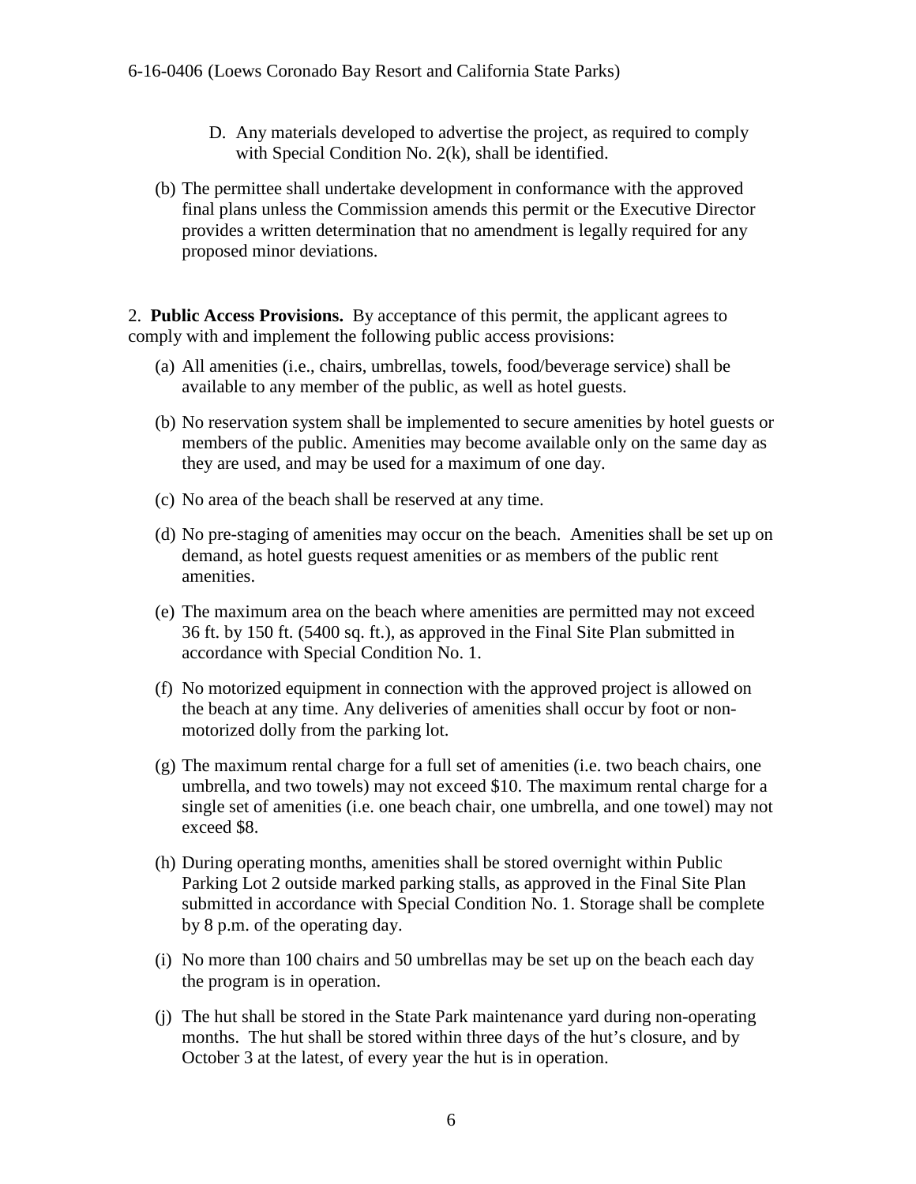D. Any materials developed to advertise the project, as required to comply with Special Condition No. 2(k), shall be identified.

(b) The permittee shall undertake development in conformance with the approved final plans unless the Commission amends this permit or the Executive Director provides a written determination that no amendment is legally required for any proposed minor deviations.

2. **Public Access Provisions.** By acceptance of this permit, the applicant agrees to comply with and implement the following public access provisions:

(a) All amenities (i.e., chairs, umbrellas, towels, food/beverage service) shall be available to any member of the public, as well as hotel guests.

(b) No reservation system shall be implemented to secure amenities by hotel guests or members of the public. Amenities may become available only on the same day as they are used, and may be used for a maximum of one day.

(c) No area of the beach shall be reserved at any time.

(d) No pre-staging of amenities may occur on the beach. Amenities shall be set up on demand, as hotel guests request amenities or as members of the public rent amenities.

(e) The maximum area on the beach where amenities are permitted may not exceed 36 ft. by 150 ft. (5400 sq. ft.), as approved in the Final Site Plan submitted in accordance with Special Condition No. 1.

(f) No motorized equipment in connection with the approved project is allowed on the beach at any time. Any deliveries of amenities shall occur by foot or non-motorized dolly from the parking lot.

(g) The maximum rental charge for a full set of amenities (i.e. two beach chairs, one umbrella, and two towels) may not exceed $10. The maximum rental charge for a single set of amenities (i.e. one beach chair, one umbrella, and one towel) may not exceed $8.

(h) During operating months, amenities shall be stored overnight within Public Parking Lot 2 outside marked parking stalls, as approved in the Final Site Plan submitted in accordance with Special Condition No. 1. Storage shall be complete by 8 p.m. of the operating day.

(i) No more than 100 chairs and 50 umbrellas may be set up on the beach each day the program is in operation.

(j) The hut shall be stored in the State Park maintenance yard during non-operating months. The hut shall be stored within three days of the hut's closure, and by October 3 at the latest, of every year the hut is in operation.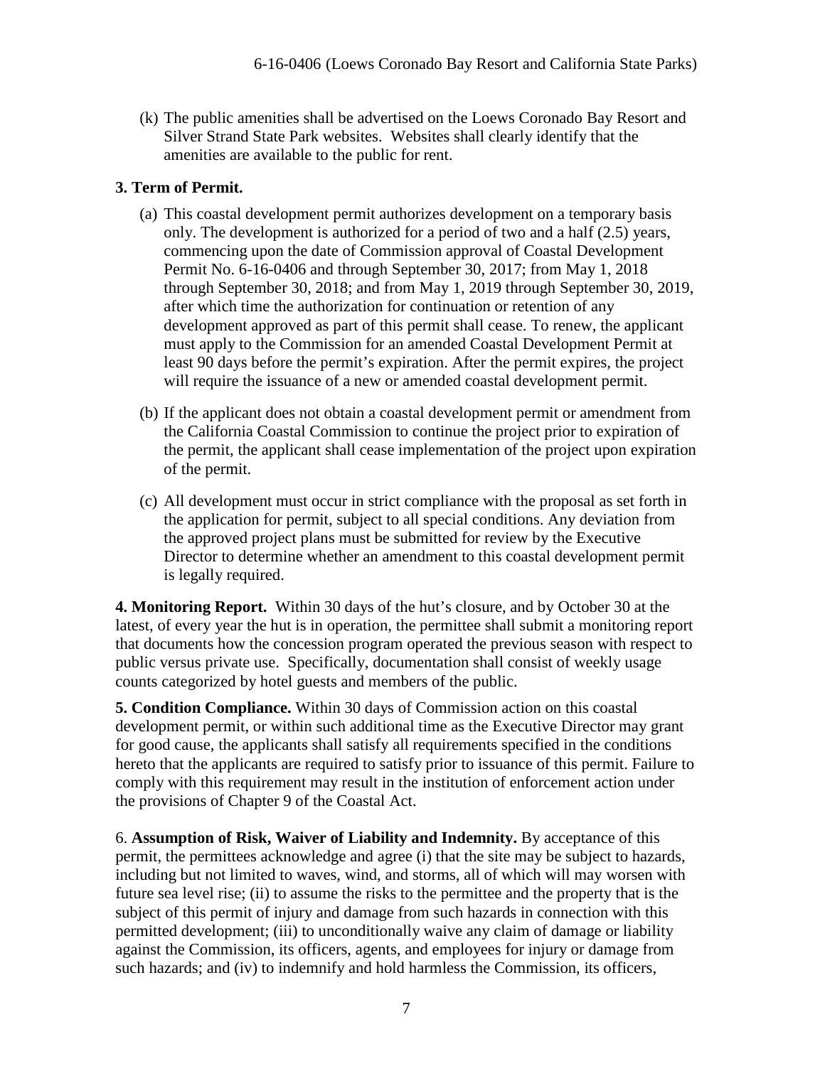(k) The public amenities shall be advertised on the Loews Coronado Bay Resort and Silver Strand State Park websites. Websites shall clearly identify that the amenities are available to the public for rent.

**3. Term of Permit.**

(a) This coastal development permit authorizes development on a temporary basis only. The development is authorized for a period of two and a half (2.5) years, commencing upon the date of Commission approval of Coastal Development Permit No. 6-16-0406 and through September 30, 2017; from May 1, 2018 through September 30, 2018; and from May 1, 2019 through September 30, 2019, after which time the authorization for continuation or retention of any development approved as part of this permit shall cease. To renew, the applicant must apply to the Commission for an amended Coastal Development Permit at least 90 days before the permit's expiration. After the permit expires, the project will require the issuance of a new or amended coastal development permit.

(b) If the applicant does not obtain a coastal development permit or amendment from the California Coastal Commission to continue the project prior to expiration of the permit, the applicant shall cease implementation of the project upon expiration of the permit.

(c) All development must occur in strict compliance with the proposal as set forth in the application for permit, subject to all special conditions. Any deviation from the approved project plans must be submitted for review by the Executive Director to determine whether an amendment to this coastal development permit is legally required.

**4. Monitoring Report.** Within 30 days of the hut's closure, and by October 30 at the latest, of every year the hut is in operation, the permittee shall submit a monitoring report that documents how the concession program operated the previous season with respect to public versus private use. Specifically, documentation shall consist of weekly usage counts categorized by hotel guests and members of the public.

**5. Condition Compliance.** Within 30 days of Commission action on this coastal development permit, or within such additional time as the Executive Director may grant for good cause, the applicants shall satisfy all requirements specified in the conditions hereto that the applicants are required to satisfy prior to issuance of this permit. Failure to comply with this requirement may result in the institution of enforcement action under the provisions of Chapter 9 of the Coastal Act.

6. **Assumption of Risk, Waiver of Liability and Indemnity.** By acceptance of this permit, the permittees acknowledge and agree (i) that the site may be subject to hazards, including but not limited to waves, wind, and storms, all of which will may worsen with future sea level rise; (ii) to assume the risks to the permittee and the property that is the subject of this permit of injury and damage from such hazards in connection with this permitted development; (iii) to unconditionally waive any claim of damage or liability against the Commission, its officers, agents, and employees for injury or damage from such hazards; and (iv) to indemnify and hold harmless the Commission, its officers,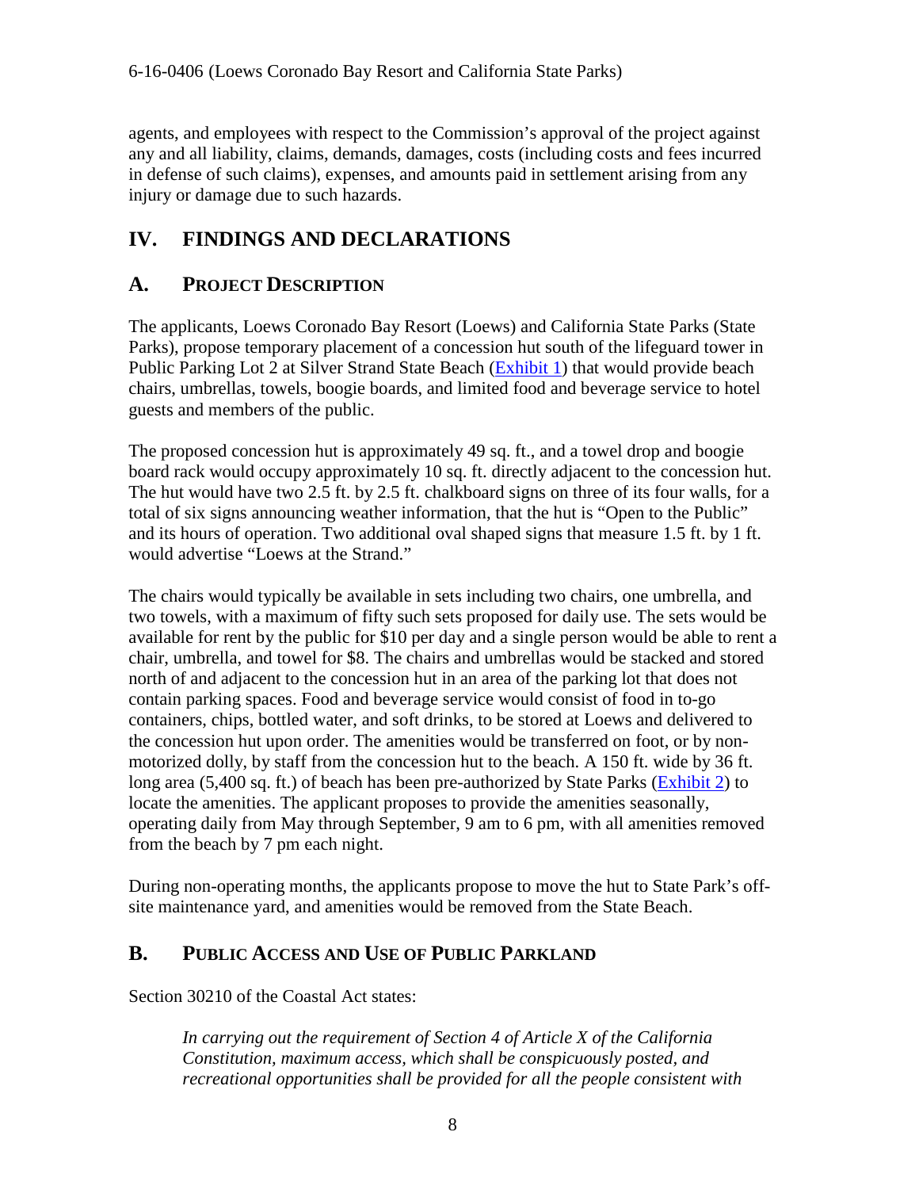agents, and employees with respect to the Commission's approval of the project against any and all liability, claims, demands, damages, costs (including costs and fees incurred in defense of such claims), expenses, and amounts paid in settlement arising from any injury or damage due to such hazards.

# IV. FINDINGS AND DECLARATIONS

## A. PROJECT DESCRIPTION

The applicants, Loews Coronado Bay Resort (Loews) and California State Parks (State Parks), propose temporary placement of a concession hut south of the lifeguard tower in Public Parking Lot 2 at Silver Strand State Beach (Exhibit 1) that would provide beach chairs, umbrellas, towels, boogie boards, and limited food and beverage service to hotel guests and members of the public.

The proposed concession hut is approximately 49 sq. ft., and a towel drop and boogie board rack would occupy approximately 10 sq. ft. directly adjacent to the concession hut. The hut would have two 2.5 ft. by 2.5 ft. chalkboard signs on three of its four walls, for a total of six signs announcing weather information, that the hut is "Open to the Public" and its hours of operation. Two additional oval shaped signs that measure 1.5 ft. by 1 ft. would advertise "Loews at the Strand."

The chairs would typically be available in sets including two chairs, one umbrella, and two towels, with a maximum of fifty such sets proposed for daily use. The sets would be available for rent by the public for $10 per day and a single person would be able to rent a chair, umbrella, and towel for $8. The chairs and umbrellas would be stacked and stored north of and adjacent to the concession hut in an area of the parking lot that does not contain parking spaces. Food and beverage service would consist of food in to-go containers, chips, bottled water, and soft drinks, to be stored at Loews and delivered to the concession hut upon order. The amenities would be transferred on foot, or by non-motorized dolly, by staff from the concession hut to the beach. A 150 ft. wide by 36 ft. long area (5,400 sq. ft.) of beach has been pre-authorized by State Parks (Exhibit 2) to locate the amenities. The applicant proposes to provide the amenities seasonally, operating daily from May through September, 9 am to 6 pm, with all amenities removed from the beach by 7 pm each night.

During non-operating months, the applicants propose to move the hut to State Park's off-site maintenance yard, and amenities would be removed from the State Beach.

## B. PUBLIC ACCESS AND USE OF PUBLIC PARKLAND

Section 30210 of the Coastal Act states:

> *In carrying out the requirement of Section 4 of Article X of the California Constitution, maximum access, which shall be conspicuously posted, and recreational opportunities shall be provided for all the people consistent with*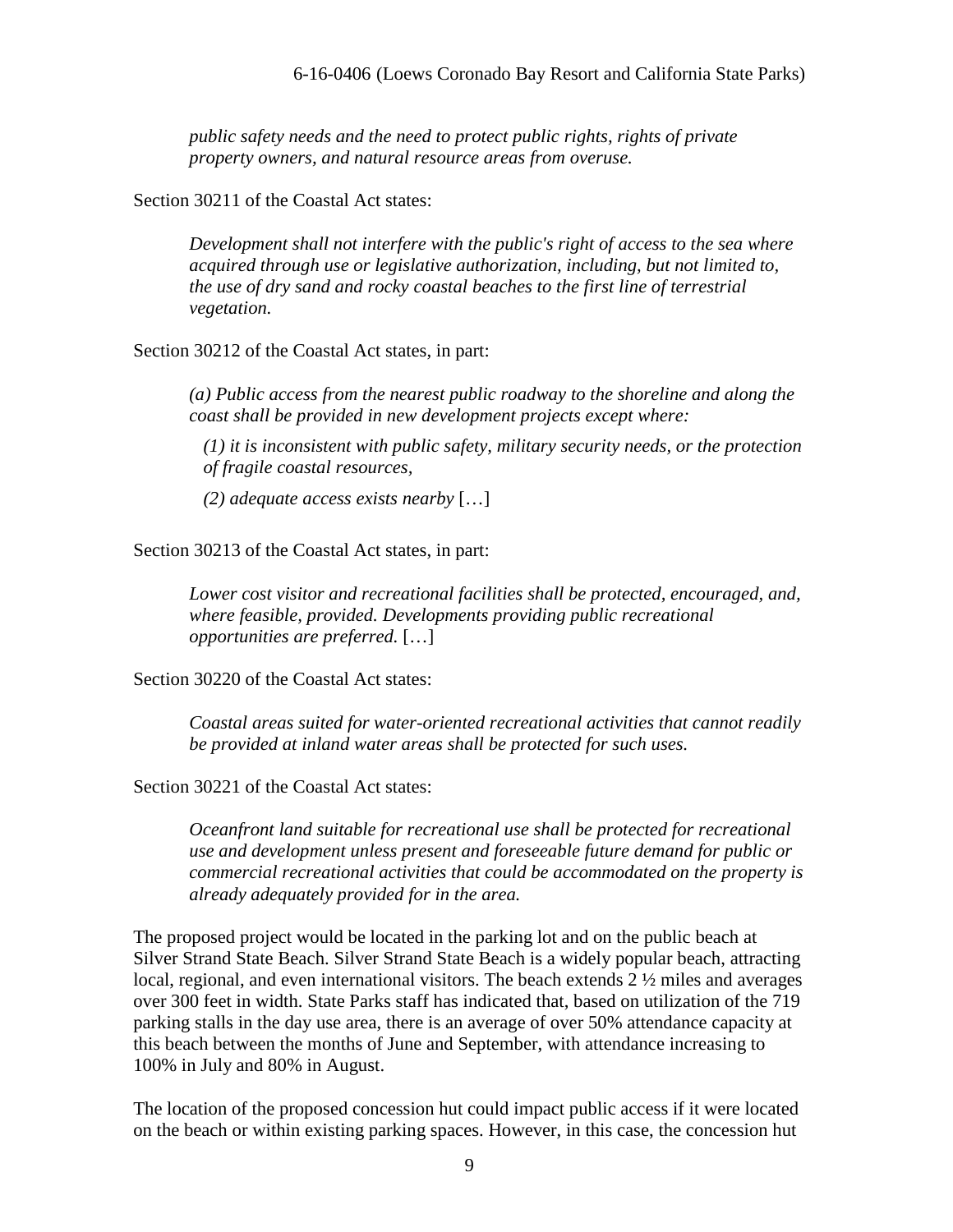*public safety needs and the need to protect public rights, rights of private property owners, and natural resource areas from overuse.*

Section 30211 of the Coastal Act states:

> *Development shall not interfere with the public's right of access to the sea where acquired through use or legislative authorization, including, but not limited to, the use of dry sand and rocky coastal beaches to the first line of terrestrial vegetation.*

Section 30212 of the Coastal Act states, in part:

> *(a) Public access from the nearest public roadway to the shoreline and along the coast shall be provided in new development projects except where:*
>
> *(1) it is inconsistent with public safety, military security needs, or the protection of fragile coastal resources,*
>
> *(2) adequate access exists nearby* […]

Section 30213 of the Coastal Act states, in part:

> *Lower cost visitor and recreational facilities shall be protected, encouraged, and, where feasible, provided. Developments providing public recreational opportunities are preferred.* […]

Section 30220 of the Coastal Act states:

> *Coastal areas suited for water-oriented recreational activities that cannot readily be provided at inland water areas shall be protected for such uses.*

Section 30221 of the Coastal Act states:

> *Oceanfront land suitable for recreational use shall be protected for recreational use and development unless present and foreseeable future demand for public or commercial recreational activities that could be accommodated on the property is already adequately provided for in the area.*

The proposed project would be located in the parking lot and on the public beach at Silver Strand State Beach. Silver Strand State Beach is a widely popular beach, attracting local, regional, and even international visitors. The beach extends 2 ½ miles and averages over 300 feet in width. State Parks staff has indicated that, based on utilization of the 719 parking stalls in the day use area, there is an average of over 50% attendance capacity at this beach between the months of June and September, with attendance increasing to 100% in July and 80% in August.

The location of the proposed concession hut could impact public access if it were located on the beach or within existing parking spaces. However, in this case, the concession hut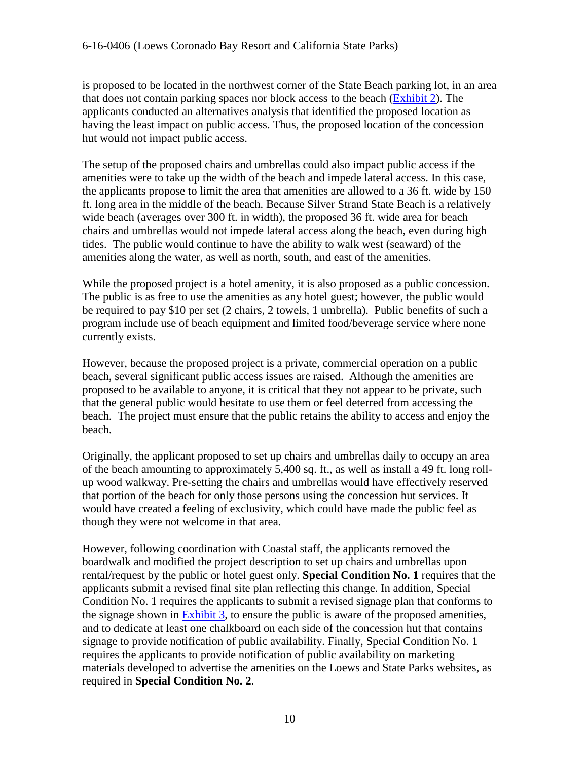is proposed to be located in the northwest corner of the State Beach parking lot, in an area that does not contain parking spaces nor block access to the beach (Exhibit 2). The applicants conducted an alternatives analysis that identified the proposed location as having the least impact on public access. Thus, the proposed location of the concession hut would not impact public access.

The setup of the proposed chairs and umbrellas could also impact public access if the amenities were to take up the width of the beach and impede lateral access. In this case, the applicants propose to limit the area that amenities are allowed to a 36 ft. wide by 150 ft. long area in the middle of the beach. Because Silver Strand State Beach is a relatively wide beach (averages over 300 ft. in width), the proposed 36 ft. wide area for beach chairs and umbrellas would not impede lateral access along the beach, even during high tides. The public would continue to have the ability to walk west (seaward) of the amenities along the water, as well as north, south, and east of the amenities.

While the proposed project is a hotel amenity, it is also proposed as a public concession. The public is as free to use the amenities as any hotel guest; however, the public would be required to pay $10 per set (2 chairs, 2 towels, 1 umbrella). Public benefits of such a program include use of beach equipment and limited food/beverage service where none currently exists.

However, because the proposed project is a private, commercial operation on a public beach, several significant public access issues are raised. Although the amenities are proposed to be available to anyone, it is critical that they not appear to be private, such that the general public would hesitate to use them or feel deterred from accessing the beach. The project must ensure that the public retains the ability to access and enjoy the beach.

Originally, the applicant proposed to set up chairs and umbrellas daily to occupy an area of the beach amounting to approximately 5,400 sq. ft., as well as install a 49 ft. long roll-up wood walkway. Pre-setting the chairs and umbrellas would have effectively reserved that portion of the beach for only those persons using the concession hut services. It would have created a feeling of exclusivity, which could have made the public feel as though they were not welcome in that area.

However, following coordination with Coastal staff, the applicants removed the boardwalk and modified the project description to set up chairs and umbrellas upon rental/request by the public or hotel guest only. **Special Condition No. 1** requires that the applicants submit a revised final site plan reflecting this change. In addition, Special Condition No. 1 requires the applicants to submit a revised signage plan that conforms to the signage shown in Exhibit 3, to ensure the public is aware of the proposed amenities, and to dedicate at least one chalkboard on each side of the concession hut that contains signage to provide notification of public availability. Finally, Special Condition No. 1 requires the applicants to provide notification of public availability on marketing materials developed to advertise the amenities on the Loews and State Parks websites, as required in **Special Condition No. 2**.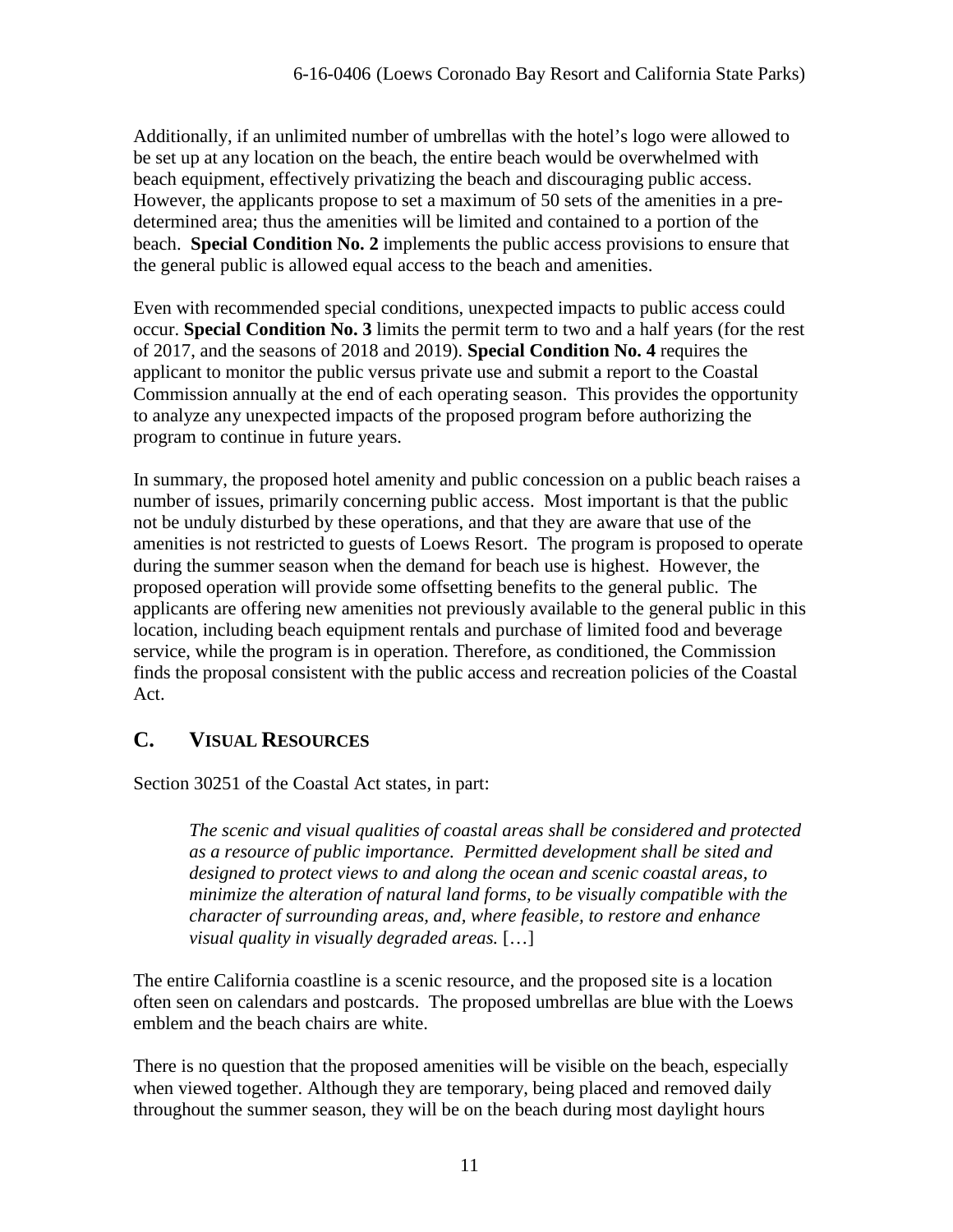Additionally, if an unlimited number of umbrellas with the hotel's logo were allowed to be set up at any location on the beach, the entire beach would be overwhelmed with beach equipment, effectively privatizing the beach and discouraging public access. However, the applicants propose to set a maximum of 50 sets of the amenities in a pre-determined area; thus the amenities will be limited and contained to a portion of the beach. **Special Condition No. 2** implements the public access provisions to ensure that the general public is allowed equal access to the beach and amenities.

Even with recommended special conditions, unexpected impacts to public access could occur. **Special Condition No. 3** limits the permit term to two and a half years (for the rest of 2017, and the seasons of 2018 and 2019). **Special Condition No. 4** requires the applicant to monitor the public versus private use and submit a report to the Coastal Commission annually at the end of each operating season. This provides the opportunity to analyze any unexpected impacts of the proposed program before authorizing the program to continue in future years.

In summary, the proposed hotel amenity and public concession on a public beach raises a number of issues, primarily concerning public access. Most important is that the public not be unduly disturbed by these operations, and that they are aware that use of the amenities is not restricted to guests of Loews Resort. The program is proposed to operate during the summer season when the demand for beach use is highest. However, the proposed operation will provide some offsetting benefits to the general public. The applicants are offering new amenities not previously available to the general public in this location, including beach equipment rentals and purchase of limited food and beverage service, while the program is in operation. Therefore, as conditioned, the Commission finds the proposal consistent with the public access and recreation policies of the Coastal Act.

## C. VISUAL RESOURCES

Section 30251 of the Coastal Act states, in part:

> *The scenic and visual qualities of coastal areas shall be considered and protected as a resource of public importance. Permitted development shall be sited and designed to protect views to and along the ocean and scenic coastal areas, to minimize the alteration of natural land forms, to be visually compatible with the character of surrounding areas, and, where feasible, to restore and enhance visual quality in visually degraded areas.* […]

The entire California coastline is a scenic resource, and the proposed site is a location often seen on calendars and postcards. The proposed umbrellas are blue with the Loews emblem and the beach chairs are white.

There is no question that the proposed amenities will be visible on the beach, especially when viewed together. Although they are temporary, being placed and removed daily throughout the summer season, they will be on the beach during most daylight hours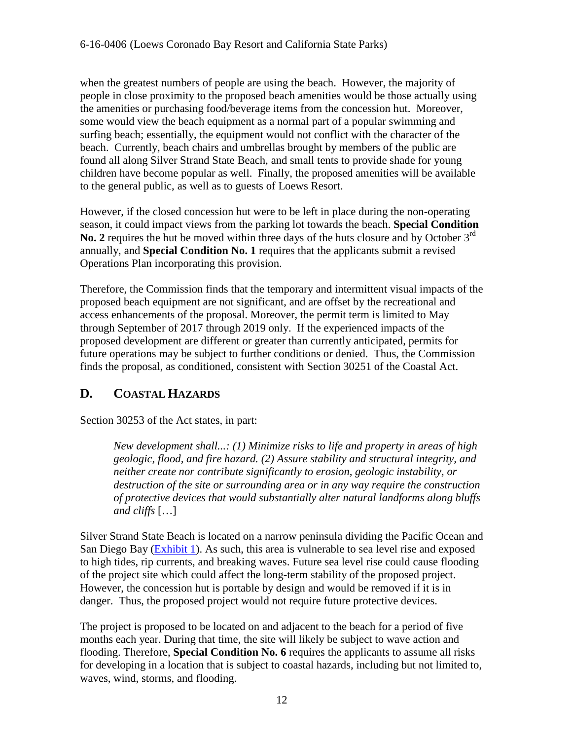when the greatest numbers of people are using the beach. However, the majority of people in close proximity to the proposed beach amenities would be those actually using the amenities or purchasing food/beverage items from the concession hut. Moreover, some would view the beach equipment as a normal part of a popular swimming and surfing beach; essentially, the equipment would not conflict with the character of the beach. Currently, beach chairs and umbrellas brought by members of the public are found all along Silver Strand State Beach, and small tents to provide shade for young children have become popular as well. Finally, the proposed amenities will be available to the general public, as well as to guests of Loews Resort.

However, if the closed concession hut were to be left in place during the non-operating season, it could impact views from the parking lot towards the beach. **Special Condition No. 2** requires the hut be moved within three days of the huts closure and by October 3rd annually, and **Special Condition No. 1** requires that the applicants submit a revised Operations Plan incorporating this provision.

Therefore, the Commission finds that the temporary and intermittent visual impacts of the proposed beach equipment are not significant, and are offset by the recreational and access enhancements of the proposal. Moreover, the permit term is limited to May through September of 2017 through 2019 only. If the experienced impacts of the proposed development are different or greater than currently anticipated, permits for future operations may be subject to further conditions or denied. Thus, the Commission finds the proposal, as conditioned, consistent with Section 30251 of the Coastal Act.

## D. COASTAL HAZARDS

Section 30253 of the Act states, in part:

> *New development shall...: (1) Minimize risks to life and property in areas of high geologic, flood, and fire hazard. (2) Assure stability and structural integrity, and neither create nor contribute significantly to erosion, geologic instability, or destruction of the site or surrounding area or in any way require the construction of protective devices that would substantially alter natural landforms along bluffs and cliffs* […]

Silver Strand State Beach is located on a narrow peninsula dividing the Pacific Ocean and San Diego Bay (Exhibit 1). As such, this area is vulnerable to sea level rise and exposed to high tides, rip currents, and breaking waves. Future sea level rise could cause flooding of the project site which could affect the long-term stability of the proposed project. However, the concession hut is portable by design and would be removed if it is in danger. Thus, the proposed project would not require future protective devices.

The project is proposed to be located on and adjacent to the beach for a period of five months each year. During that time, the site will likely be subject to wave action and flooding. Therefore, **Special Condition No. 6** requires the applicants to assume all risks for developing in a location that is subject to coastal hazards, including but not limited to, waves, wind, storms, and flooding.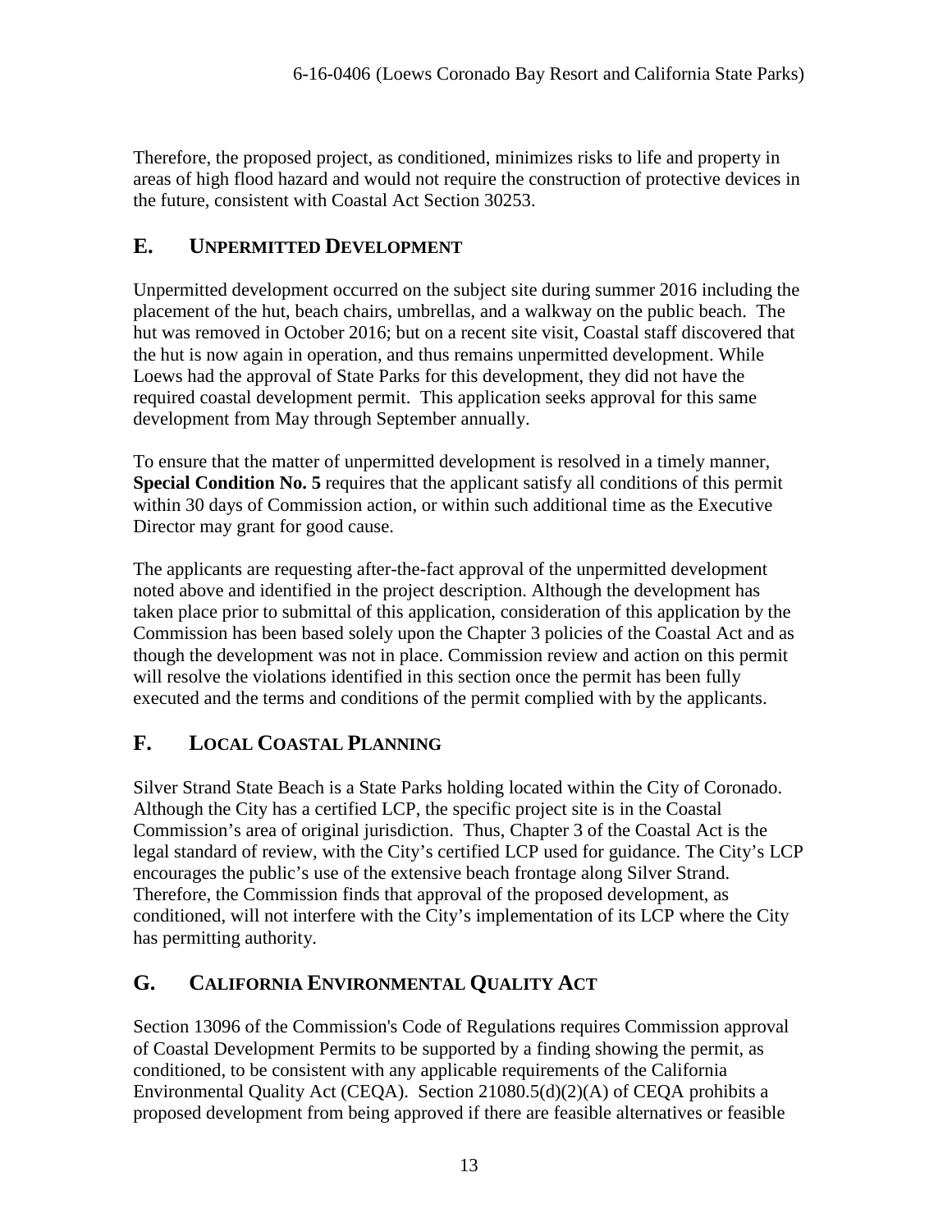Therefore, the proposed project, as conditioned, minimizes risks to life and property in areas of high flood hazard and would not require the construction of protective devices in the future, consistent with Coastal Act Section 30253.

## E. UNPERMITTED DEVELOPMENT

Unpermitted development occurred on the subject site during summer 2016 including the placement of the hut, beach chairs, umbrellas, and a walkway on the public beach. The hut was removed in October 2016; but on a recent site visit, Coastal staff discovered that the hut is now again in operation, and thus remains unpermitted development. While Loews had the approval of State Parks for this development, they did not have the required coastal development permit. This application seeks approval for this same development from May through September annually.

To ensure that the matter of unpermitted development is resolved in a timely manner, **Special Condition No. 5** requires that the applicant satisfy all conditions of this permit within 30 days of Commission action, or within such additional time as the Executive Director may grant for good cause.

The applicants are requesting after-the-fact approval of the unpermitted development noted above and identified in the project description. Although the development has taken place prior to submittal of this application, consideration of this application by the Commission has been based solely upon the Chapter 3 policies of the Coastal Act and as though the development was not in place. Commission review and action on this permit will resolve the violations identified in this section once the permit has been fully executed and the terms and conditions of the permit complied with by the applicants.

## F. LOCAL COASTAL PLANNING

Silver Strand State Beach is a State Parks holding located within the City of Coronado. Although the City has a certified LCP, the specific project site is in the Coastal Commission's area of original jurisdiction. Thus, Chapter 3 of the Coastal Act is the legal standard of review, with the City's certified LCP used for guidance. The City's LCP encourages the public's use of the extensive beach frontage along Silver Strand. Therefore, the Commission finds that approval of the proposed development, as conditioned, will not interfere with the City's implementation of its LCP where the City has permitting authority.

## G. CALIFORNIA ENVIRONMENTAL QUALITY ACT

Section 13096 of the Commission's Code of Regulations requires Commission approval of Coastal Development Permits to be supported by a finding showing the permit, as conditioned, to be consistent with any applicable requirements of the California Environmental Quality Act (CEQA). Section 21080.5(d)(2)(A) of CEQA prohibits a proposed development from being approved if there are feasible alternatives or feasible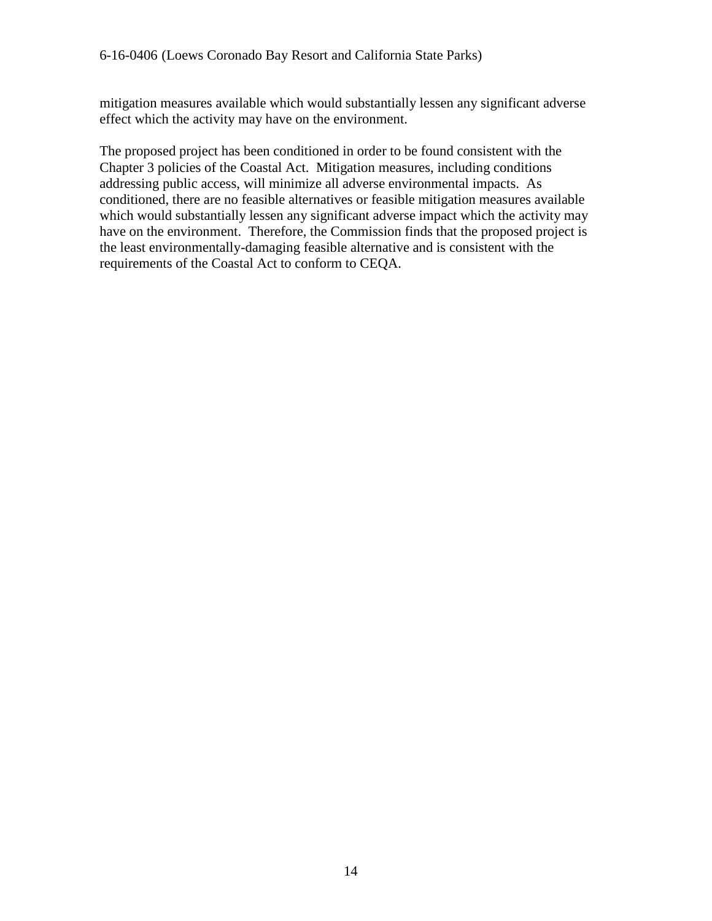mitigation measures available which would substantially lessen any significant adverse effect which the activity may have on the environment.

The proposed project has been conditioned in order to be found consistent with the Chapter 3 policies of the Coastal Act. Mitigation measures, including conditions addressing public access, will minimize all adverse environmental impacts. As conditioned, there are no feasible alternatives or feasible mitigation measures available which would substantially lessen any significant adverse impact which the activity may have on the environment. Therefore, the Commission finds that the proposed project is the least environmentally-damaging feasible alternative and is consistent with the requirements of the Coastal Act to conform to CEQA.